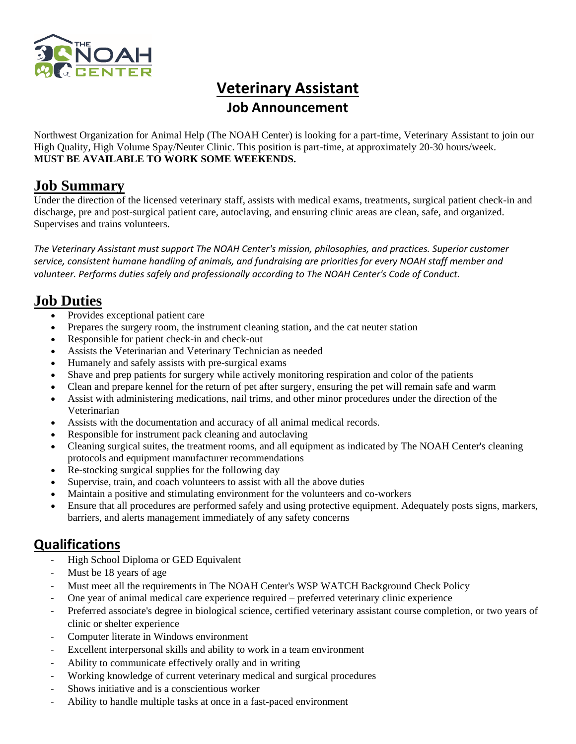# Veterinary Assistant

## Job Announcement

Northwest Organization for Animal Help (The NOAH Center) is looking for a part-time, Veterinary Assistant to join our High Quality, High Volume Spay/Neuter Clinic. This position is part-time, at approximately 20-30 hours/week. **MUST BE AVAILABLE TO WORK SOME WEEKENDS.**

## Job Summary

Under the direction of the licensed veterinary staff, assists with medical exams, treatments, surgical patient check-in and discharge, pre and post-surgical patient care, autoclaving, and ensuring clinic areas are clean, safe, and organized. Supervises and trains volunteers.

*The Veterinary Assistant must support The NOAH Center's mission, philosophies, and practices. Superior customer service, consistent humane handling of animals, and fundraising are priorities for every NOAH staff member and volunteer. Performs duties safely and professionally according to The NOAH Center's Code of Conduct.*

## Job Duties

- Provides exceptional patient care
- Prepares the surgery room, the instrument cleaning station, and the cat neuter station
- Responsible for patient check-in and check-out
- Assists the Veterinarian and Veterinary Technician as needed
- Humanely and safely assists with pre-surgical exams
- Shave and prep patients for surgery while actively monitoring respiration and color of the patients
- Clean and prepare kennel for the return of pet after surgery, ensuring the pet will remain safe and warm
- Assist with administering medications, nail trims, and other minor procedures under the direction of the Veterinarian
- Assists with the documentation and accuracy of all animal medical records.
- Responsible for instrument pack cleaning and autoclaving
- Cleaning surgical suites, the treatment rooms, and all equipment as indicated by The NOAH Center's cleaning protocols and equipment manufacturer recommendations
- Re-stocking surgical supplies for the following day
- Supervise, train, and coach volunteers to assist with all the above duties
- Maintain a positive and stimulating environment for the volunteers and co-workers
- Ensure that all procedures are performed safely and using protective equipment. Adequately posts signs, markers, barriers, and alerts management immediately of any safety concerns

## Qualifications

- High School Diploma or GED Equivalent
- Must be 18 years of age
- Must meet all the requirements in The NOAH Center's WSP WATCH Background Check Policy
- One year of animal medical care experience required – preferred veterinary clinic experience
- Preferred associate's degree in biological science, certified veterinary assistant course completion, or two years of clinic or shelter experience
- Computer literate in Windows environment
- Excellent interpersonal skills and ability to work in a team environment
- Ability to communicate effectively orally and in writing
- Working knowledge of current veterinary medical and surgical procedures
- Shows initiative and is a conscientious worker
- Ability to handle multiple tasks at once in a fast-paced environment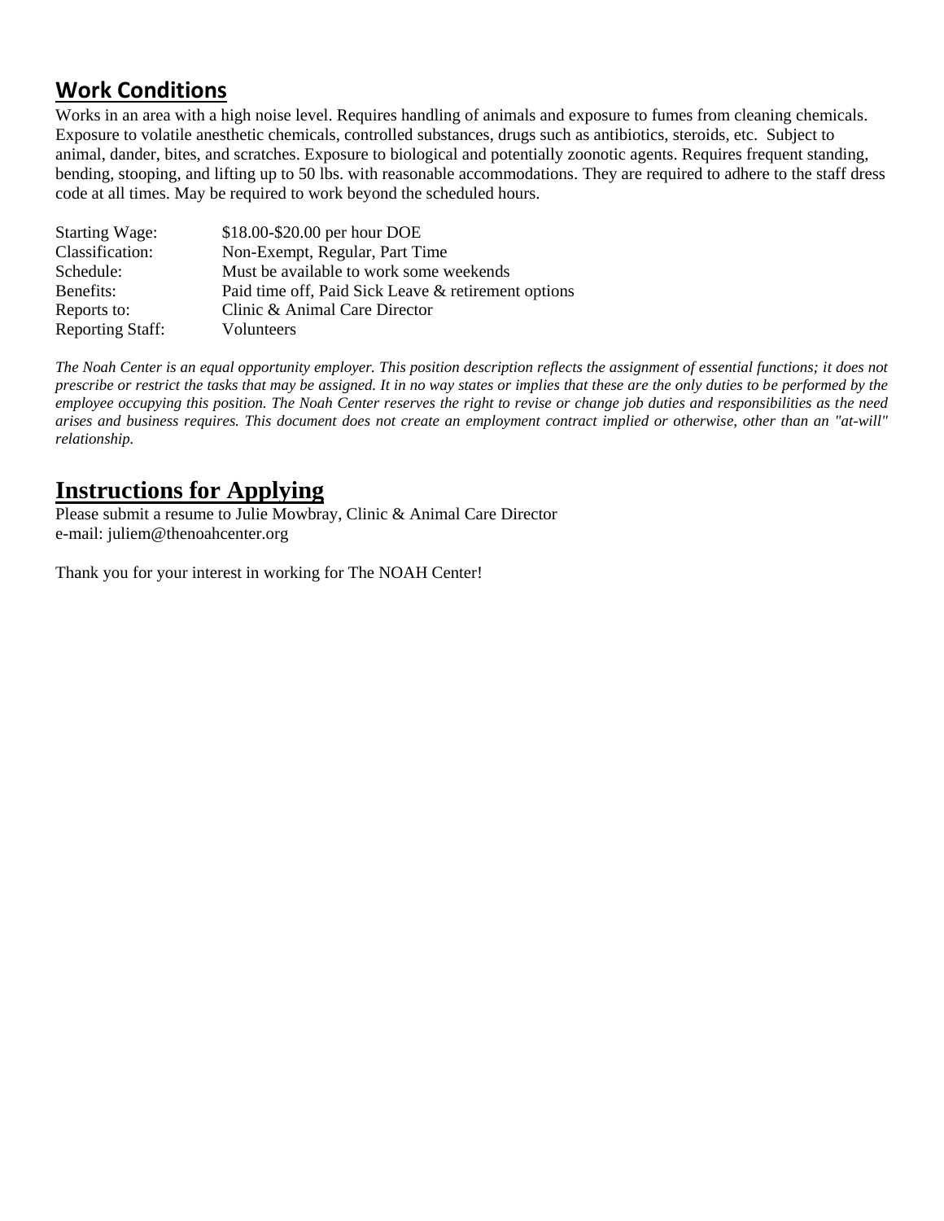## Work Conditions

Works in an area with a high noise level. Requires handling of animals and exposure to fumes from cleaning chemicals. Exposure to volatile anesthetic chemicals, controlled substances, drugs such as antibiotics, steroids, etc. Subject to animal, dander, bites, and scratches. Exposure to biological and potentially zoonotic agents. Requires frequent standing, bending, stooping, and lifting up to 50 lbs. with reasonable accommodations. They are required to adhere to the staff dress code at all times. May be required to work beyond the scheduled hours.

| | |
|---|---|
| Starting Wage: | $18.00-$20.00 per hour DOE |
| Classification: | Non-Exempt, Regular, Part Time |
| Schedule: | Must be available to work some weekends |
| Benefits: | Paid time off, Paid Sick Leave & retirement options |
| Reports to: | Clinic & Animal Care Director |
| Reporting Staff: | Volunteers |

*The Noah Center is an equal opportunity employer. This position description reflects the assignment of essential functions; it does not prescribe or restrict the tasks that may be assigned. It in no way states or implies that these are the only duties to be performed by the employee occupying this position. The Noah Center reserves the right to revise or change job duties and responsibilities as the need arises and business requires. This document does not create an employment contract implied or otherwise, other than an "at-will" relationship.*

## Instructions for Applying

Please submit a resume to Julie Mowbray, Clinic & Animal Care Director
e-mail: juliem@thenoahcenter.org

Thank you for your interest in working for The NOAH Center!